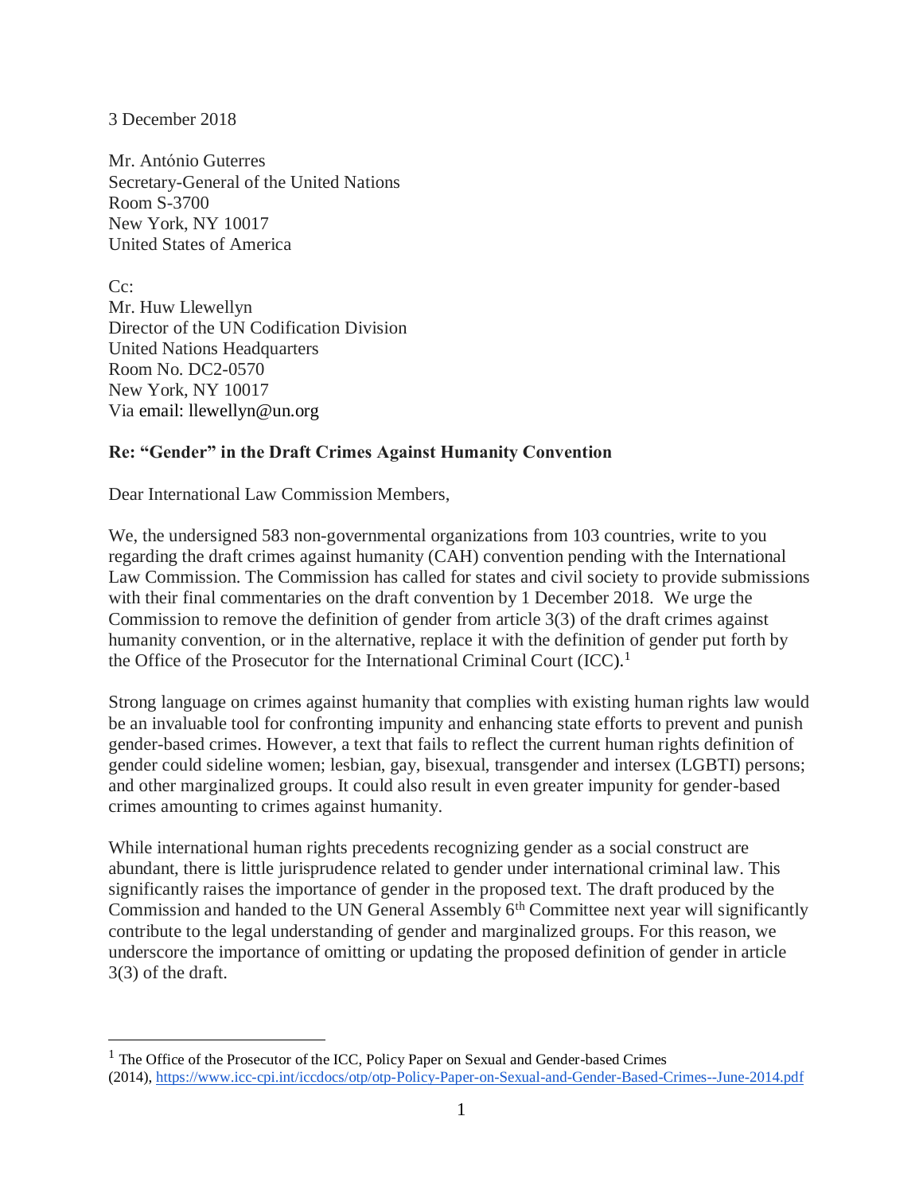3 December 2018

Mr. António Guterres
Secretary-General of the United Nations
Room S-3700
New York, NY 10017
United States of America

Cc:
Mr. Huw Llewellyn
Director of the UN Codification Division
United Nations Headquarters
Room No. DC2-0570
New York, NY 10017
Via email: llewellyn@un.org

**Re: "Gender" in the Draft Crimes Against Humanity Convention**

Dear International Law Commission Members,

We, the undersigned 583 non-governmental organizations from 103 countries, write to you regarding the draft crimes against humanity (CAH) convention pending with the International Law Commission. The Commission has called for states and civil society to provide submissions with their final commentaries on the draft convention by 1 December 2018. We urge the Commission to remove the definition of gender from article 3(3) of the draft crimes against humanity convention, or in the alternative, replace it with the definition of gender put forth by the Office of the Prosecutor for the International Criminal Court (ICC).[1]

Strong language on crimes against humanity that complies with existing human rights law would be an invaluable tool for confronting impunity and enhancing state efforts to prevent and punish gender-based crimes. However, a text that fails to reflect the current human rights definition of gender could sideline women; lesbian, gay, bisexual, transgender and intersex (LGBTI) persons; and other marginalized groups. It could also result in even greater impunity for gender-based crimes amounting to crimes against humanity.

While international human rights precedents recognizing gender as a social construct are abundant, there is little jurisprudence related to gender under international criminal law. This significantly raises the importance of gender in the proposed text. The draft produced by the Commission and handed to the UN General Assembly 6th Committee next year will significantly contribute to the legal understanding of gender and marginalized groups. For this reason, we underscore the importance of omitting or updating the proposed definition of gender in article 3(3) of the draft.

---

[1] The Office of the Prosecutor of the ICC, Policy Paper on Sexual and Gender-based Crimes (2014), https://www.icc-cpi.int/iccdocs/otp/otp-Policy-Paper-on-Sexual-and-Gender-Based-Crimes--June-2014.pdf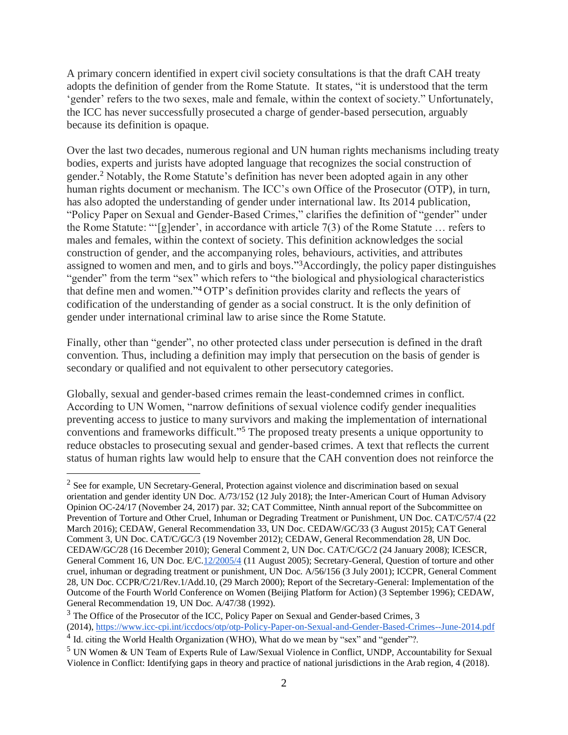A primary concern identified in expert civil society consultations is that the draft CAH treaty adopts the definition of gender from the Rome Statute. It states, "it is understood that the term 'gender' refers to the two sexes, male and female, within the context of society." Unfortunately, the ICC has never successfully prosecuted a charge of gender-based persecution, arguably because its definition is opaque.

Over the last two decades, numerous regional and UN human rights mechanisms including treaty bodies, experts and jurists have adopted language that recognizes the social construction of gender.[2] Notably, the Rome Statute's definition has never been adopted again in any other human rights document or mechanism. The ICC's own Office of the Prosecutor (OTP), in turn, has also adopted the understanding of gender under international law. Its 2014 publication, "Policy Paper on Sexual and Gender-Based Crimes," clarifies the definition of "gender" under the Rome Statute: "'[g]ender', in accordance with article 7(3) of the Rome Statute … refers to males and females, within the context of society. This definition acknowledges the social construction of gender, and the accompanying roles, behaviours, activities, and attributes assigned to women and men, and to girls and boys."[3] Accordingly, the policy paper distinguishes "gender" from the term "sex" which refers to "the biological and physiological characteristics that define men and women."[4] OTP's definition provides clarity and reflects the years of codification of the understanding of gender as a social construct. It is the only definition of gender under international criminal law to arise since the Rome Statute.

Finally, other than "gender", no other protected class under persecution is defined in the draft convention. Thus, including a definition may imply that persecution on the basis of gender is secondary or qualified and not equivalent to other persecutory categories.

Globally, sexual and gender-based crimes remain the least-condemned crimes in conflict. According to UN Women, "narrow definitions of sexual violence codify gender inequalities preventing access to justice to many survivors and making the implementation of international conventions and frameworks difficult."[5] The proposed treaty presents a unique opportunity to reduce obstacles to prosecuting sexual and gender-based crimes. A text that reflects the current status of human rights law would help to ensure that the CAH convention does not reinforce the

---

[2] See for example, UN Secretary-General, Protection against violence and discrimination based on sexual orientation and gender identity UN Doc. A/73/152 (12 July 2018); the Inter-American Court of Human Advisory Opinion OC-24/17 (November 24, 2017) par. 32; CAT Committee, Ninth annual report of the Subcommittee on Prevention of Torture and Other Cruel, Inhuman or Degrading Treatment or Punishment, UN Doc. CAT/C/57/4 (22 March 2016); CEDAW, General Recommendation 33, UN Doc. CEDAW/GC/33 (3 August 2015); CAT General Comment 3, UN Doc. CAT/C/GC/3 (19 November 2012); CEDAW, General Recommendation 28, UN Doc. CEDAW/GC/28 (16 December 2010); General Comment 2, UN Doc. CAT/C/GC/2 (24 January 2008); ICESCR, General Comment 16, UN Doc. E/C.12/2005/4 (11 August 2005); Secretary-General, Question of torture and other cruel, inhuman or degrading treatment or punishment, UN Doc. A/56/156 (3 July 2001); ICCPR, General Comment 28, UN Doc. CCPR/C/21/Rev.1/Add.10, (29 March 2000); Report of the Secretary-General: Implementation of the Outcome of the Fourth World Conference on Women (Beijing Platform for Action) (3 September 1996); CEDAW, General Recommendation 19, UN Doc. A/47/38 (1992).

[3] The Office of the Prosecutor of the ICC, Policy Paper on Sexual and Gender-based Crimes, 3 (2014), https://www.icc-cpi.int/iccdocs/otp/otp-Policy-Paper-on-Sexual-and-Gender-Based-Crimes--June-2014.pdf

[4] Id. citing the World Health Organization (WHO), What do we mean by "sex" and "gender"?.

[5] UN Women & UN Team of Experts Rule of Law/Sexual Violence in Conflict, UNDP, Accountability for Sexual Violence in Conflict: Identifying gaps in theory and practice of national jurisdictions in the Arab region, 4 (2018).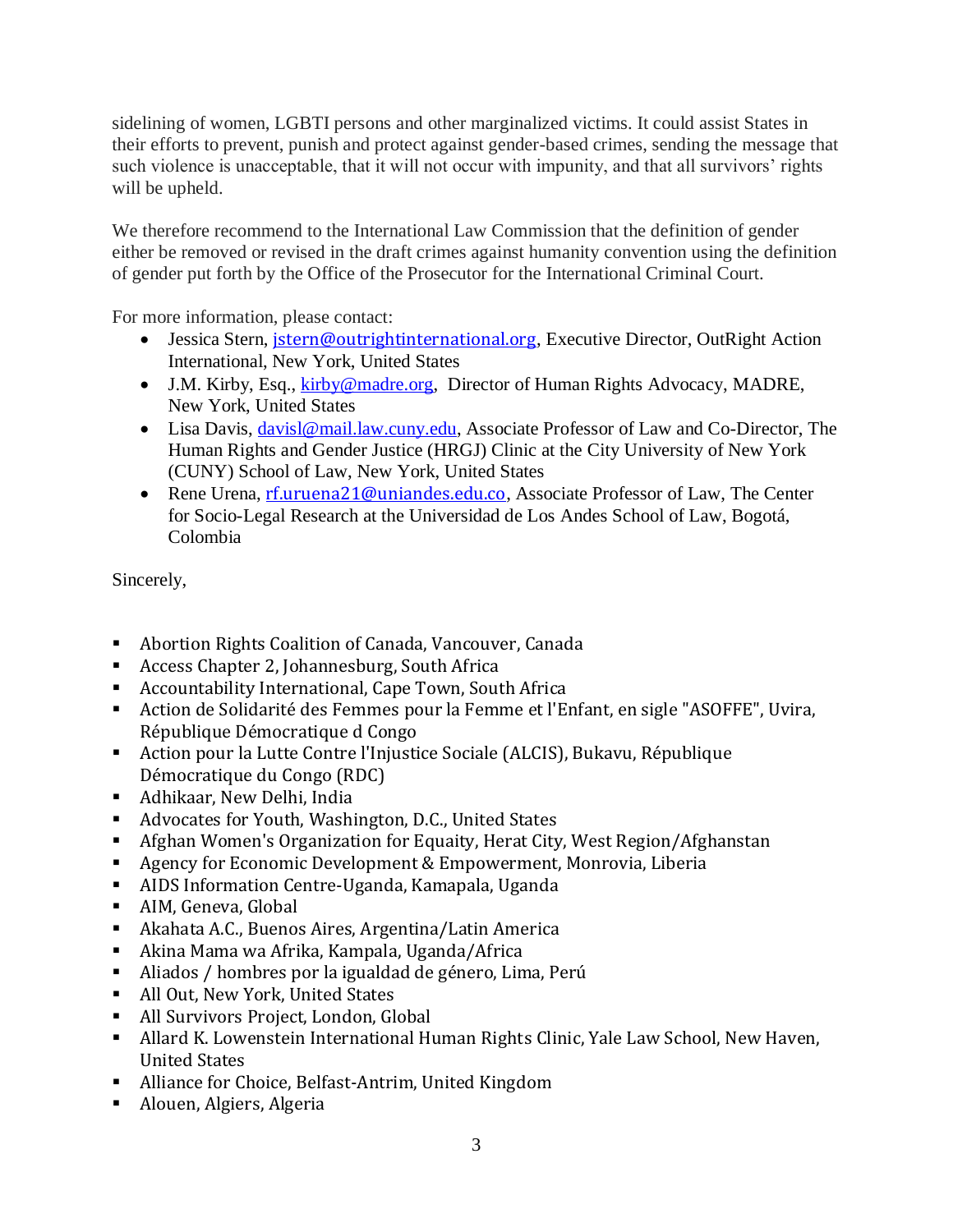sidelining of women, LGBTI persons and other marginalized victims. It could assist States in their efforts to prevent, punish and protect against gender-based crimes, sending the message that such violence is unacceptable, that it will not occur with impunity, and that all survivors' rights will be upheld.

We therefore recommend to the International Law Commission that the definition of gender either be removed or revised in the draft crimes against humanity convention using the definition of gender put forth by the Office of the Prosecutor for the International Criminal Court.

For more information, please contact:

- Jessica Stern, jstern@outrightinternational.org, Executive Director, OutRight Action International, New York, United States
- J.M. Kirby, Esq., kirby@madre.org, Director of Human Rights Advocacy, MADRE, New York, United States
- Lisa Davis, davisl@mail.law.cuny.edu, Associate Professor of Law and Co-Director, The Human Rights and Gender Justice (HRGJ) Clinic at the City University of New York (CUNY) School of Law, New York, United States
- Rene Urena, rf.uruena21@uniandes.edu.co, Associate Professor of Law, The Center for Socio-Legal Research at the Universidad de Los Andes School of Law, Bogotá, Colombia

Sincerely,

- Abortion Rights Coalition of Canada, Vancouver, Canada
- Access Chapter 2, Johannesburg, South Africa
- Accountability International, Cape Town, South Africa
- Action de Solidarité des Femmes pour la Femme et l'Enfant, en sigle "ASOFFE", Uvira, République Démocratique d Congo
- Action pour la Lutte Contre l'Injustice Sociale (ALCIS), Bukavu, République Démocratique du Congo (RDC)
- Adhikaar, New Delhi, India
- Advocates for Youth, Washington, D.C., United States
- Afghan Women's Organization for Equaity, Herat City, West Region/Afghanstan
- Agency for Economic Development & Empowerment, Monrovia, Liberia
- AIDS Information Centre-Uganda, Kamapala, Uganda
- AIM, Geneva, Global
- Akahata A.C., Buenos Aires, Argentina/Latin America
- Akina Mama wa Afrika, Kampala, Uganda/Africa
- Aliados / hombres por la igualdad de género, Lima, Perú
- All Out, New York, United States
- All Survivors Project, London, Global
- Allard K. Lowenstein International Human Rights Clinic, Yale Law School, New Haven, United States
- Alliance for Choice, Belfast-Antrim, United Kingdom
- Alouen, Algiers, Algeria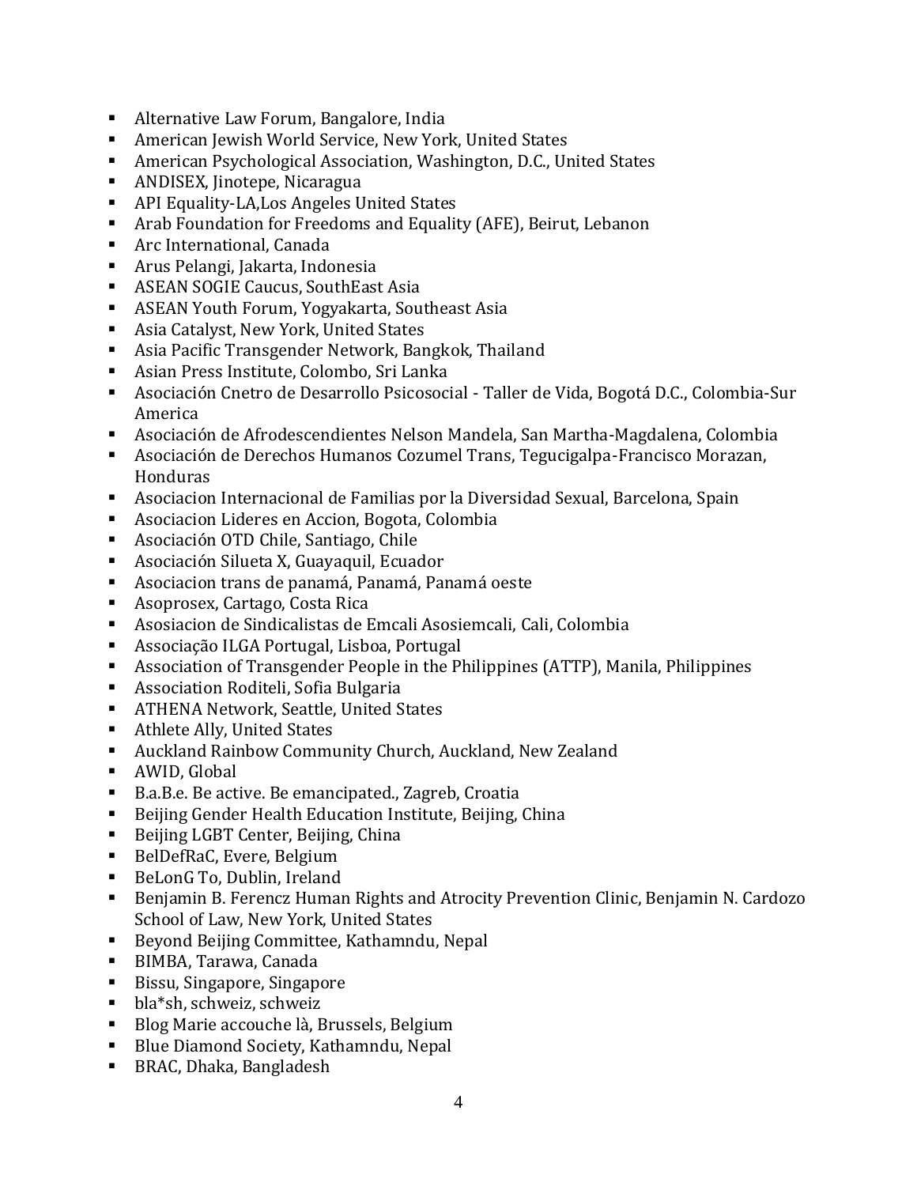- Alternative Law Forum, Bangalore, India
- American Jewish World Service, New York, United States
- American Psychological Association, Washington, D.C., United States
- ANDISEX, Jinotepe, Nicaragua
- API Equality-LA,Los Angeles United States
- Arab Foundation for Freedoms and Equality (AFE), Beirut, Lebanon
- Arc International, Canada
- Arus Pelangi, Jakarta, Indonesia
- ASEAN SOGIE Caucus, SouthEast Asia
- ASEAN Youth Forum, Yogyakarta, Southeast Asia
- Asia Catalyst, New York, United States
- Asia Pacific Transgender Network, Bangkok, Thailand
- Asian Press Institute, Colombo, Sri Lanka
- Asociación Cnetro de Desarrollo Psicosocial - Taller de Vida, Bogotá D.C., Colombia-Sur America
- Asociación de Afrodescendientes Nelson Mandela, San Martha-Magdalena, Colombia
- Asociación de Derechos Humanos Cozumel Trans, Tegucigalpa-Francisco Morazan, Honduras
- Asociacion Internacional de Familias por la Diversidad Sexual, Barcelona, Spain
- Asociacion Lideres en Accion, Bogota, Colombia
- Asociación OTD Chile, Santiago, Chile
- Asociación Silueta X, Guayaquil, Ecuador
- Asociacion trans de panamá, Panamá, Panamá oeste
- Asoprosex, Cartago, Costa Rica
- Asosiacion de Sindicalistas de Emcali Asosiemcali, Cali, Colombia
- Associação ILGA Portugal, Lisboa, Portugal
- Association of Transgender People in the Philippines (ATTP), Manila, Philippines
- Association Roditeli, Sofia Bulgaria
- ATHENA Network, Seattle, United States
- Athlete Ally, United States
- Auckland Rainbow Community Church, Auckland, New Zealand
- AWID, Global
- B.a.B.e. Be active. Be emancipated., Zagreb, Croatia
- Beijing Gender Health Education Institute, Beijing, China
- Beijing LGBT Center, Beijing, China
- BelDefRaC, Evere, Belgium
- BeLonG To, Dublin, Ireland
- Benjamin B. Ferencz Human Rights and Atrocity Prevention Clinic, Benjamin N. Cardozo School of Law, New York, United States
- Beyond Beijing Committee, Kathamndu, Nepal
- BIMBA, Tarawa, Canada
- Bissu, Singapore, Singapore
- bla*sh, schweiz, schweiz
- Blog Marie accouche là, Brussels, Belgium
- Blue Diamond Society, Kathamndu, Nepal
- BRAC, Dhaka, Bangladesh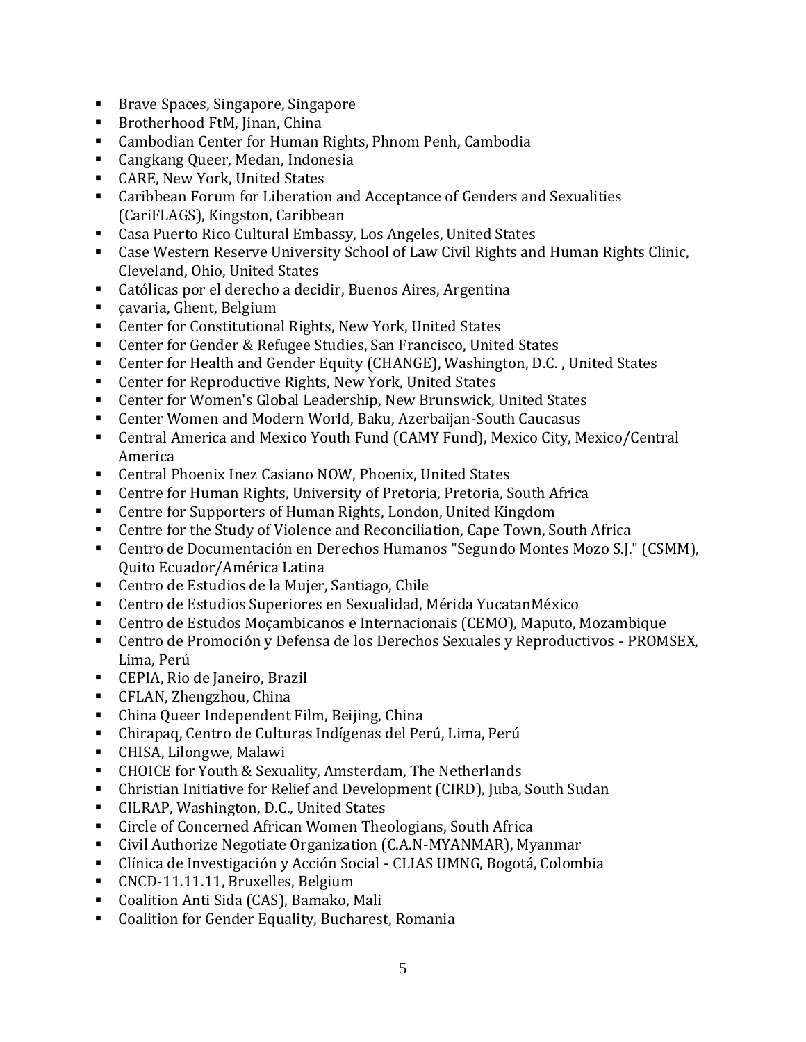- Brave Spaces, Singapore, Singapore
- Brotherhood FtM, Jinan, China
- Cambodian Center for Human Rights, Phnom Penh, Cambodia
- Cangkang Queer, Medan, Indonesia
- CARE, New York, United States
- Caribbean Forum for Liberation and Acceptance of Genders and Sexualities (CariFLAGS), Kingston, Caribbean
- Casa Puerto Rico Cultural Embassy, Los Angeles, United States
- Case Western Reserve University School of Law Civil Rights and Human Rights Clinic, Cleveland, Ohio, United States
- Católicas por el derecho a decidir, Buenos Aires, Argentina
- çavaria, Ghent, Belgium
- Center for Constitutional Rights, New York, United States
- Center for Gender & Refugee Studies, San Francisco, United States
- Center for Health and Gender Equity (CHANGE), Washington, D.C. , United States
- Center for Reproductive Rights, New York, United States
- Center for Women's Global Leadership, New Brunswick, United States
- Center Women and Modern World, Baku, Azerbaijan-South Caucasus
- Central America and Mexico Youth Fund (CAMY Fund), Mexico City, Mexico/Central America
- Central Phoenix Inez Casiano NOW, Phoenix, United States
- Centre for Human Rights, University of Pretoria, Pretoria, South Africa
- Centre for Supporters of Human Rights, London, United Kingdom
- Centre for the Study of Violence and Reconciliation, Cape Town, South Africa
- Centro de Documentación en Derechos Humanos "Segundo Montes Mozo S.J." (CSMM), Quito Ecuador/América Latina
- Centro de Estudios de la Mujer, Santiago, Chile
- Centro de Estudios Superiores en Sexualidad, Mérida YucatanMéxico
- Centro de Estudos Moçambicanos e Internacionais (CEMO), Maputo, Mozambique
- Centro de Promoción y Defensa de los Derechos Sexuales y Reproductivos - PROMSEX, Lima, Perú
- CEPIA, Rio de Janeiro, Brazil
- CFLAN, Zhengzhou, China
- China Queer Independent Film, Beijing, China
- Chirapaq, Centro de Culturas Indígenas del Perú, Lima, Perú
- CHISA, Lilongwe, Malawi
- CHOICE for Youth & Sexuality, Amsterdam, The Netherlands
- Christian Initiative for Relief and Development (CIRD), Juba, South Sudan
- CILRAP, Washington, D.C., United States
- Circle of Concerned African Women Theologians, South Africa
- Civil Authorize Negotiate Organization (C.A.N-MYANMAR), Myanmar
- Clínica de Investigación y Acción Social - CLIAS UMNG, Bogotá, Colombia
- CNCD-11.11.11, Bruxelles, Belgium
- Coalition Anti Sida (CAS), Bamako, Mali
- Coalition for Gender Equality, Bucharest, Romania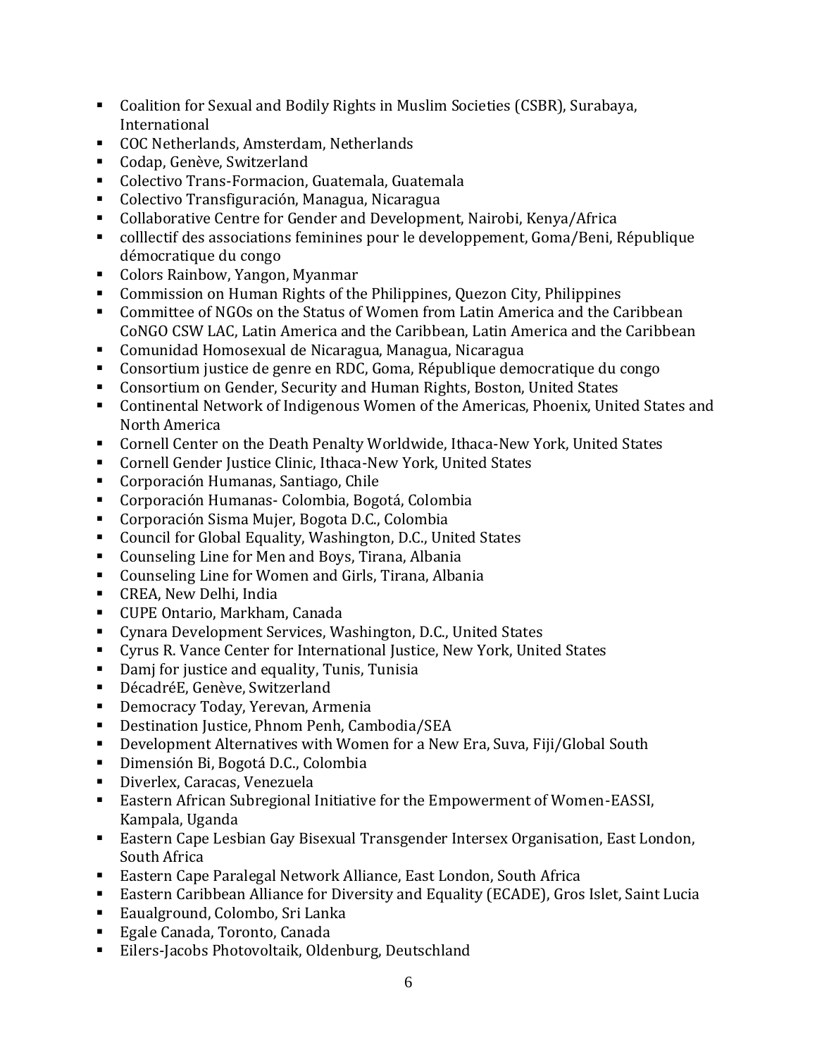- Coalition for Sexual and Bodily Rights in Muslim Societies (CSBR), Surabaya, International
- COC Netherlands, Amsterdam, Netherlands
- Codap, Genève, Switzerland
- Colectivo Trans-Formacion, Guatemala, Guatemala
- Colectivo Transfiguración, Managua, Nicaragua
- Collaborative Centre for Gender and Development, Nairobi, Kenya/Africa
- colllectif des associations feminines pour le developpement, Goma/Beni, République démocratique du congo
- Colors Rainbow, Yangon, Myanmar
- Commission on Human Rights of the Philippines, Quezon City, Philippines
- Committee of NGOs on the Status of Women from Latin America and the Caribbean CoNGO CSW LAC, Latin America and the Caribbean, Latin America and the Caribbean
- Comunidad Homosexual de Nicaragua, Managua, Nicaragua
- Consortium justice de genre en RDC, Goma, République democratique du congo
- Consortium on Gender, Security and Human Rights, Boston, United States
- Continental Network of Indigenous Women of the Americas, Phoenix, United States and North America
- Cornell Center on the Death Penalty Worldwide, Ithaca-New York, United States
- Cornell Gender Justice Clinic, Ithaca-New York, United States
- Corporación Humanas, Santiago, Chile
- Corporación Humanas- Colombia, Bogotá, Colombia
- Corporación Sisma Mujer, Bogota D.C., Colombia
- Council for Global Equality, Washington, D.C., United States
- Counseling Line for Men and Boys, Tirana, Albania
- Counseling Line for Women and Girls, Tirana, Albania
- CREA, New Delhi, India
- CUPE Ontario, Markham, Canada
- Cynara Development Services, Washington, D.C., United States
- Cyrus R. Vance Center for International Justice, New York, United States
- Damj for justice and equality, Tunis, Tunisia
- DécadréE, Genève, Switzerland
- Democracy Today, Yerevan, Armenia
- Destination Justice, Phnom Penh, Cambodia/SEA
- Development Alternatives with Women for a New Era, Suva, Fiji/Global South
- Dimensión Bi, Bogotá D.C., Colombia
- Diverlex, Caracas, Venezuela
- Eastern African Subregional Initiative for the Empowerment of Women-EASSI, Kampala, Uganda
- Eastern Cape Lesbian Gay Bisexual Transgender Intersex Organisation, East London, South Africa
- Eastern Cape Paralegal Network Alliance, East London, South Africa
- Eastern Caribbean Alliance for Diversity and Equality (ECADE), Gros Islet, Saint Lucia
- Eaualground, Colombo, Sri Lanka
- Egale Canada, Toronto, Canada
- Eilers-Jacobs Photovoltaik, Oldenburg, Deutschland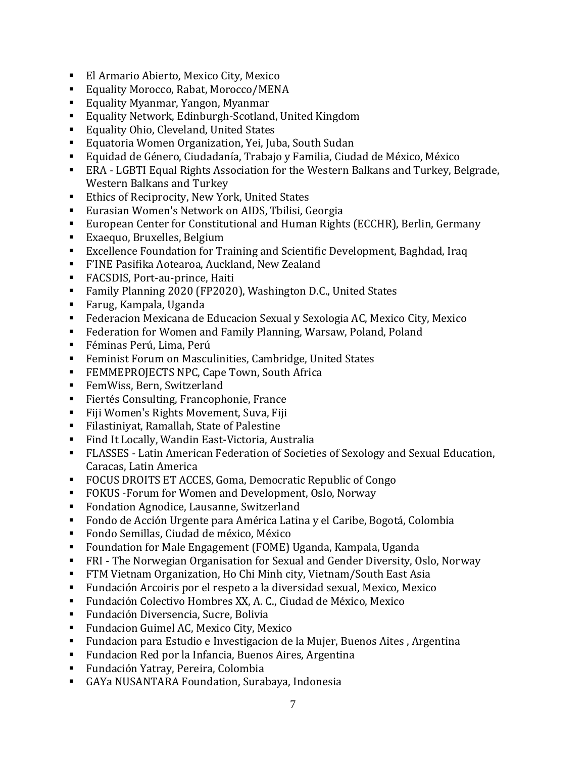- El Armario Abierto, Mexico City, Mexico
- Equality Morocco, Rabat, Morocco/MENA
- Equality Myanmar, Yangon, Myanmar
- Equality Network, Edinburgh-Scotland, United Kingdom
- Equality Ohio, Cleveland, United States
- Equatoria Women Organization, Yei, Juba, South Sudan
- Equidad de Género, Ciudadanía, Trabajo y Familia, Ciudad de México, México
- ERA - LGBTI Equal Rights Association for the Western Balkans and Turkey, Belgrade, Western Balkans and Turkey
- Ethics of Reciprocity, New York, United States
- Eurasian Women's Network on AIDS, Tbilisi, Georgia
- European Center for Constitutional and Human Rights (ECCHR), Berlin, Germany
- Exaequo, Bruxelles, Belgium
- Excellence Foundation for Training and Scientific Development, Baghdad, Iraq
- F'INE Pasifika Aotearoa, Auckland, New Zealand
- FACSDIS, Port-au-prince, Haiti
- Family Planning 2020 (FP2020), Washington D.C., United States
- Farug, Kampala, Uganda
- Federacion Mexicana de Educacion Sexual y Sexologia AC, Mexico City, Mexico
- Federation for Women and Family Planning, Warsaw, Poland, Poland
- Féminas Perú, Lima, Perú
- Feminist Forum on Masculinities, Cambridge, United States
- FEMMEPROJECTS NPC, Cape Town, South Africa
- FemWiss, Bern, Switzerland
- Fiertés Consulting, Francophonie, France
- Fiji Women's Rights Movement, Suva, Fiji
- Filastiniyat, Ramallah, State of Palestine
- Find It Locally, Wandin East-Victoria, Australia
- FLASSES - Latin American Federation of Societies of Sexology and Sexual Education, Caracas, Latin America
- FOCUS DROITS ET ACCES, Goma, Democratic Republic of Congo
- FOKUS -Forum for Women and Development, Oslo, Norway
- Fondation Agnodice, Lausanne, Switzerland
- Fondo de Acción Urgente para América Latina y el Caribe, Bogotá, Colombia
- Fondo Semillas, Ciudad de méxico, México
- Foundation for Male Engagement (FOME) Uganda, Kampala, Uganda
- FRI - The Norwegian Organisation for Sexual and Gender Diversity, Oslo, Norway
- FTM Vietnam Organization, Ho Chi Minh city, Vietnam/South East Asia
- Fundación Arcoiris por el respeto a la diversidad sexual, Mexico, Mexico
- Fundación Colectivo Hombres XX, A. C., Ciudad de México, Mexico
- Fundación Diversencia, Sucre, Bolivia
- Fundacion Guimel AC, Mexico City, Mexico
- Fundacion para Estudio e Investigacion de la Mujer, Buenos Aites , Argentina
- Fundacion Red por la Infancia, Buenos Aires, Argentina
- Fundación Yatray, Pereira, Colombia
- GAYa NUSANTARA Foundation, Surabaya, Indonesia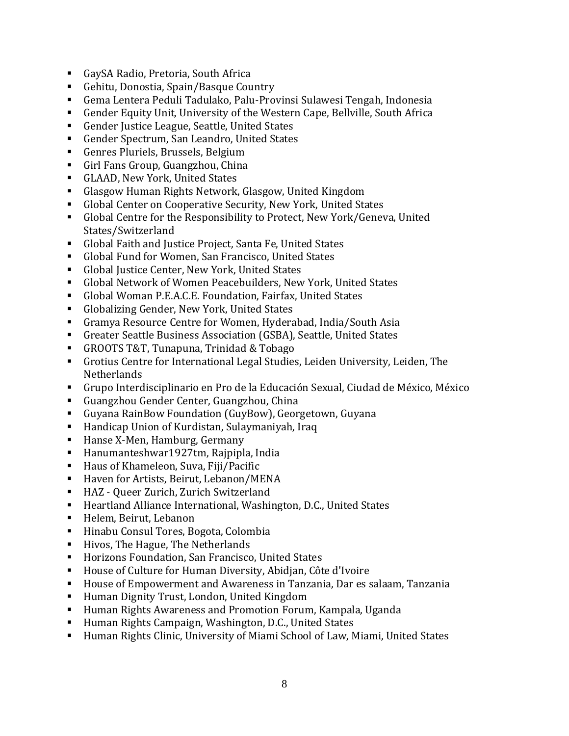- GaySA Radio, Pretoria, South Africa
- Gehitu, Donostia, Spain/Basque Country
- Gema Lentera Peduli Tadulako, Palu-Provinsi Sulawesi Tengah, Indonesia
- Gender Equity Unit, University of the Western Cape, Bellville, South Africa
- Gender Justice League, Seattle, United States
- Gender Spectrum, San Leandro, United States
- Genres Pluriels, Brussels, Belgium
- Girl Fans Group, Guangzhou, China
- GLAAD, New York, United States
- Glasgow Human Rights Network, Glasgow, United Kingdom
- Global Center on Cooperative Security, New York, United States
- Global Centre for the Responsibility to Protect, New York/Geneva, United States/Switzerland
- Global Faith and Justice Project, Santa Fe, United States
- Global Fund for Women, San Francisco, United States
- Global Justice Center, New York, United States
- Global Network of Women Peacebuilders, New York, United States
- Global Woman P.E.A.C.E. Foundation, Fairfax, United States
- Globalizing Gender, New York, United States
- Gramya Resource Centre for Women, Hyderabad, India/South Asia
- Greater Seattle Business Association (GSBA), Seattle, United States
- GROOTS T&T, Tunapuna, Trinidad & Tobago
- Grotius Centre for International Legal Studies, Leiden University, Leiden, The Netherlands
- Grupo Interdisciplinario en Pro de la Educación Sexual, Ciudad de México, México
- Guangzhou Gender Center, Guangzhou, China
- Guyana RainBow Foundation (GuyBow), Georgetown, Guyana
- Handicap Union of Kurdistan, Sulaymaniyah, Iraq
- Hanse X-Men, Hamburg, Germany
- Hanumanteshwar1927tm, Rajpipla, India
- Haus of Khameleon, Suva, Fiji/Pacific
- Haven for Artists, Beirut, Lebanon/MENA
- HAZ - Queer Zurich, Zurich Switzerland
- Heartland Alliance International, Washington, D.C., United States
- Helem, Beirut, Lebanon
- Hinabu Consul Tores, Bogota, Colombia
- Hivos, The Hague, The Netherlands
- Horizons Foundation, San Francisco, United States
- House of Culture for Human Diversity, Abidjan, Côte d'Ivoire
- House of Empowerment and Awareness in Tanzania, Dar es salaam, Tanzania
- Human Dignity Trust, London, United Kingdom
- Human Rights Awareness and Promotion Forum, Kampala, Uganda
- Human Rights Campaign, Washington, D.C., United States
- Human Rights Clinic, University of Miami School of Law, Miami, United States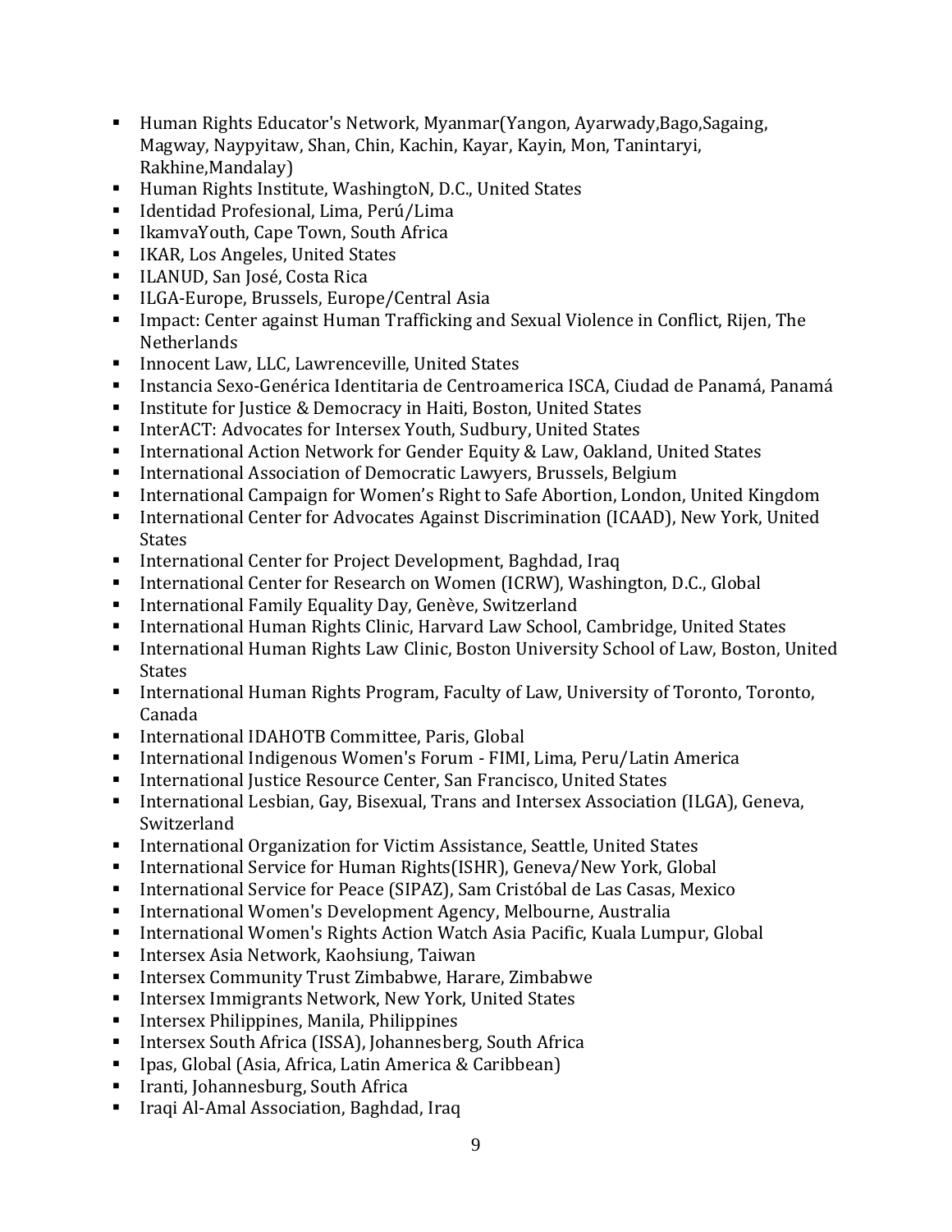- Human Rights Educator's Network, Myanmar(Yangon, Ayarwady,Bago,Sagaing, Magway, Naypyitaw, Shan, Chin, Kachin, Kayar, Kayin, Mon, Tanintaryi, Rakhine,Mandalay)
- Human Rights Institute, WashingtoN, D.C., United States
- Identidad Profesional, Lima, Perú/Lima
- IkamvaYouth, Cape Town, South Africa
- IKAR, Los Angeles, United States
- ILANUD, San José, Costa Rica
- ILGA-Europe, Brussels, Europe/Central Asia
- Impact: Center against Human Trafficking and Sexual Violence in Conflict, Rijen, The Netherlands
- Innocent Law, LLC, Lawrenceville, United States
- Instancia Sexo-Genérica Identitaria de Centroamerica ISCA, Ciudad de Panamá, Panamá
- Institute for Justice & Democracy in Haiti, Boston, United States
- InterACT: Advocates for Intersex Youth, Sudbury, United States
- International Action Network for Gender Equity & Law, Oakland, United States
- International Association of Democratic Lawyers, Brussels, Belgium
- International Campaign for Women's Right to Safe Abortion, London, United Kingdom
- International Center for Advocates Against Discrimination (ICAAD), New York, United States
- International Center for Project Development, Baghdad, Iraq
- International Center for Research on Women (ICRW), Washington, D.C., Global
- International Family Equality Day, Genève, Switzerland
- International Human Rights Clinic, Harvard Law School, Cambridge, United States
- International Human Rights Law Clinic, Boston University School of Law, Boston, United States
- International Human Rights Program, Faculty of Law, University of Toronto, Toronto, Canada
- International IDAHOTB Committee, Paris, Global
- International Indigenous Women's Forum - FIMI, Lima, Peru/Latin America
- International Justice Resource Center, San Francisco, United States
- International Lesbian, Gay, Bisexual, Trans and Intersex Association (ILGA), Geneva, Switzerland
- International Organization for Victim Assistance, Seattle, United States
- International Service for Human Rights(ISHR), Geneva/New York, Global
- International Service for Peace (SIPAZ), Sam Cristóbal de Las Casas, Mexico
- International Women's Development Agency, Melbourne, Australia
- International Women's Rights Action Watch Asia Pacific, Kuala Lumpur, Global
- Intersex Asia Network, Kaohsiung, Taiwan
- Intersex Community Trust Zimbabwe, Harare, Zimbabwe
- Intersex Immigrants Network, New York, United States
- Intersex Philippines, Manila, Philippines
- Intersex South Africa (ISSA), Johannesberg, South Africa
- Ipas, Global (Asia, Africa, Latin America & Caribbean)
- Iranti, Johannesburg, South Africa
- Iraqi Al-Amal Association, Baghdad, Iraq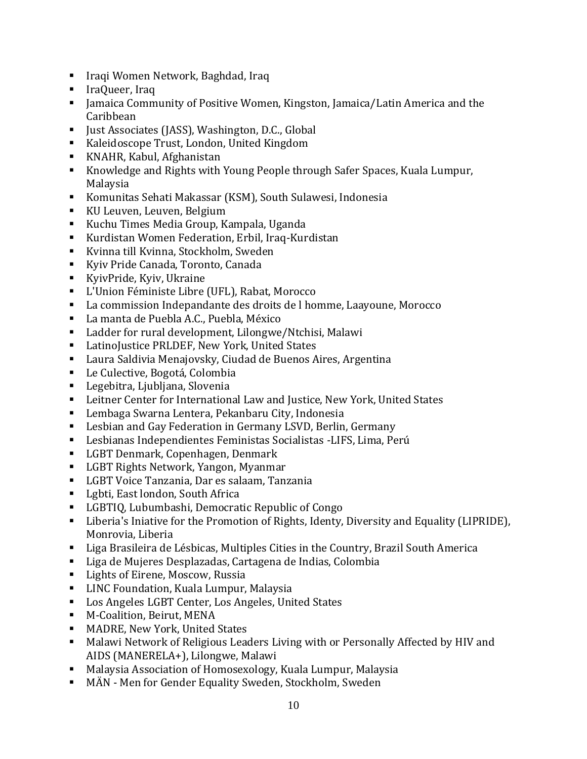- Iraqi Women Network, Baghdad, Iraq
- IraQueer, Iraq
- Jamaica Community of Positive Women, Kingston, Jamaica/Latin America and the Caribbean
- Just Associates (JASS), Washington, D.C., Global
- Kaleidoscope Trust, London, United Kingdom
- KNAHR, Kabul, Afghanistan
- Knowledge and Rights with Young People through Safer Spaces, Kuala Lumpur, Malaysia
- Komunitas Sehati Makassar (KSM), South Sulawesi, Indonesia
- KU Leuven, Leuven, Belgium
- Kuchu Times Media Group, Kampala, Uganda
- Kurdistan Women Federation, Erbil, Iraq-Kurdistan
- Kvinna till Kvinna, Stockholm, Sweden
- Kyiv Pride Canada, Toronto, Canada
- KyivPride, Kyiv, Ukraine
- L'Union Féministe Libre (UFL), Rabat, Morocco
- La commission Independante des droits de l homme, Laayoune, Morocco
- La manta de Puebla A.C., Puebla, México
- Ladder for rural development, Lilongwe/Ntchisi, Malawi
- LatinoJustice PRLDEF, New York, United States
- Laura Saldivia Menajovsky, Ciudad de Buenos Aires, Argentina
- Le Culective, Bogotá, Colombia
- Legebitra, Ljubljana, Slovenia
- Leitner Center for International Law and Justice, New York, United States
- Lembaga Swarna Lentera, Pekanbaru City, Indonesia
- Lesbian and Gay Federation in Germany LSVD, Berlin, Germany
- Lesbianas Independientes Feministas Socialistas -LIFS, Lima, Perú
- LGBT Denmark, Copenhagen, Denmark
- LGBT Rights Network, Yangon, Myanmar
- LGBT Voice Tanzania, Dar es salaam, Tanzania
- Lgbti, East london, South Africa
- LGBTIQ, Lubumbashi, Democratic Republic of Congo
- Liberia's Iniative for the Promotion of Rights, Identy, Diversity and Equality (LIPRIDE), Monrovia, Liberia
- Liga Brasileira de Lésbicas, Multiples Cities in the Country, Brazil South America
- Liga de Mujeres Desplazadas, Cartagena de Indias, Colombia
- Lights of Eirene, Moscow, Russia
- LINC Foundation, Kuala Lumpur, Malaysia
- Los Angeles LGBT Center, Los Angeles, United States
- M-Coalition, Beirut, MENA
- MADRE, New York, United States
- Malawi Network of Religious Leaders Living with or Personally Affected by HIV and AIDS (MANERELA+), Lilongwe, Malawi
- Malaysia Association of Homosexology, Kuala Lumpur, Malaysia
- MÄN - Men for Gender Equality Sweden, Stockholm, Sweden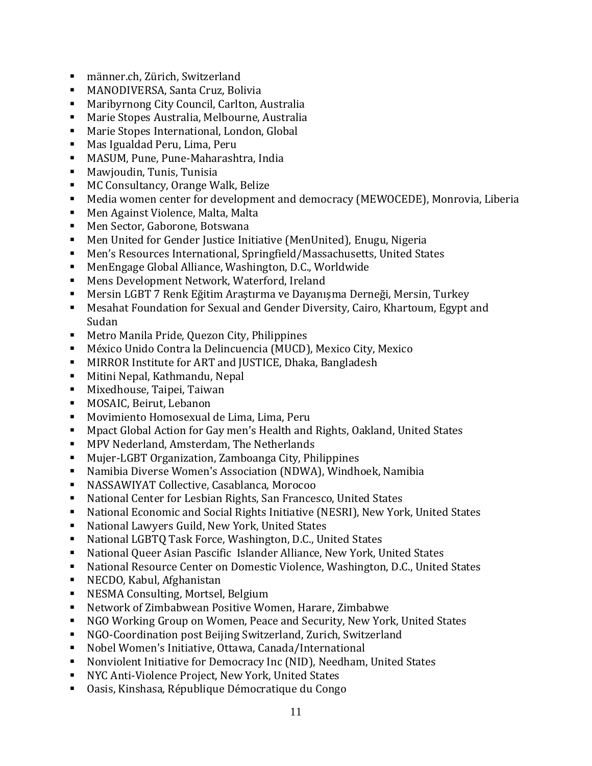- männer.ch, Zürich, Switzerland
- MANODIVERSA, Santa Cruz, Bolivia
- Maribyrnong City Council, Carlton, Australia
- Marie Stopes Australia, Melbourne, Australia
- Marie Stopes International, London, Global
- Mas Igualdad Peru, Lima, Peru
- MASUM, Pune, Pune-Maharashtra, India
- Mawjoudin, Tunis, Tunisia
- MC Consultancy, Orange Walk, Belize
- Media women center for development and democracy (MEWOCEDE), Monrovia, Liberia
- Men Against Violence, Malta, Malta
- Men Sector, Gaborone, Botswana
- Men United for Gender Justice Initiative (MenUnited), Enugu, Nigeria
- Men's Resources International, Springfield/Massachusetts, United States
- MenEngage Global Alliance, Washington, D.C., Worldwide
- Mens Development Network, Waterford, Ireland
- Mersin LGBT 7 Renk Eğitim Araştırma ve Dayanışma Derneği, Mersin, Turkey
- Mesahat Foundation for Sexual and Gender Diversity, Cairo, Khartoum, Egypt and Sudan
- Metro Manila Pride, Quezon City, Philippines
- México Unido Contra la Delincuencia (MUCD), Mexico City, Mexico
- MIRROR Institute for ART and JUSTICE, Dhaka, Bangladesh
- Mitini Nepal, Kathmandu, Nepal
- Mixedhouse, Taipei, Taiwan
- MOSAIC, Beirut, Lebanon
- Movimiento Homosexual de Lima, Lima, Peru
- Mpact Global Action for Gay men's Health and Rights, Oakland, United States
- MPV Nederland, Amsterdam, The Netherlands
- Mujer-LGBT Organization, Zamboanga City, Philippines
- Namibia Diverse Women's Association (NDWA), Windhoek, Namibia
- NASSAWIYAT Collective, Casablanca, Morocoo
- National Center for Lesbian Rights, San Francesco, United States
- National Economic and Social Rights Initiative (NESRI), New York, United States
- National Lawyers Guild, New York, United States
- National LGBTQ Task Force, Washington, D.C., United States
- National Queer Asian Pascific Islander Alliance, New York, United States
- National Resource Center on Domestic Violence, Washington, D.C., United States
- NECDO, Kabul, Afghanistan
- NESMA Consulting, Mortsel, Belgium
- Network of Zimbabwean Positive Women, Harare, Zimbabwe
- NGO Working Group on Women, Peace and Security, New York, United States
- NGO-Coordination post Beijing Switzerland, Zurich, Switzerland
- Nobel Women's Initiative, Ottawa, Canada/International
- Nonviolent Initiative for Democracy Inc (NID), Needham, United States
- NYC Anti-Violence Project, New York, United States
- Oasis, Kinshasa, République Démocratique du Congo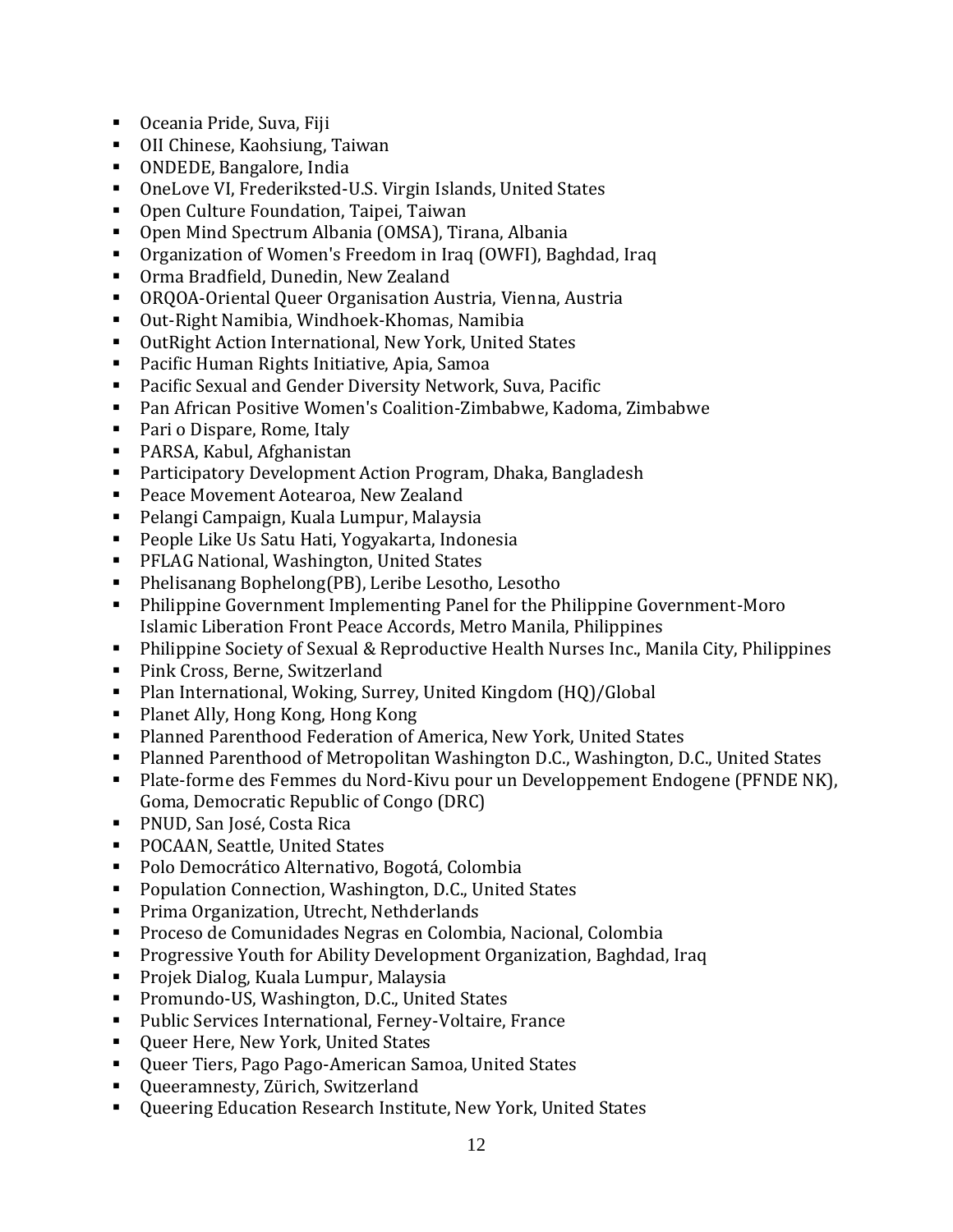- Oceania Pride, Suva, Fiji
- OII Chinese, Kaohsiung, Taiwan
- ONDEDE, Bangalore, India
- OneLove VI, Frederiksted-U.S. Virgin Islands, United States
- Open Culture Foundation, Taipei, Taiwan
- Open Mind Spectrum Albania (OMSA), Tirana, Albania
- Organization of Women's Freedom in Iraq (OWFI), Baghdad, Iraq
- Orma Bradfield, Dunedin, New Zealand
- ORQOA-Oriental Queer Organisation Austria, Vienna, Austria
- Out-Right Namibia, Windhoek-Khomas, Namibia
- OutRight Action International, New York, United States
- Pacific Human Rights Initiative, Apia, Samoa
- Pacific Sexual and Gender Diversity Network, Suva, Pacific
- Pan African Positive Women's Coalition-Zimbabwe, Kadoma, Zimbabwe
- Pari o Dispare, Rome, Italy
- PARSA, Kabul, Afghanistan
- Participatory Development Action Program, Dhaka, Bangladesh
- Peace Movement Aotearoa, New Zealand
- Pelangi Campaign, Kuala Lumpur, Malaysia
- People Like Us Satu Hati, Yogyakarta, Indonesia
- PFLAG National, Washington, United States
- Phelisanang Bophelong(PB), Leribe Lesotho, Lesotho
- Philippine Government Implementing Panel for the Philippine Government-Moro Islamic Liberation Front Peace Accords, Metro Manila, Philippines
- Philippine Society of Sexual & Reproductive Health Nurses Inc., Manila City, Philippines
- Pink Cross, Berne, Switzerland
- Plan International, Woking, Surrey, United Kingdom (HQ)/Global
- Planet Ally, Hong Kong, Hong Kong
- Planned Parenthood Federation of America, New York, United States
- Planned Parenthood of Metropolitan Washington D.C., Washington, D.C., United States
- Plate-forme des Femmes du Nord-Kivu pour un Developpement Endogene (PFNDE NK), Goma, Democratic Republic of Congo (DRC)
- PNUD, San José, Costa Rica
- POCAAN, Seattle, United States
- Polo Democrático Alternativo, Bogotá, Colombia
- Population Connection, Washington, D.C., United States
- Prima Organization, Utrecht, Nethderlands
- Proceso de Comunidades Negras en Colombia, Nacional, Colombia
- Progressive Youth for Ability Development Organization, Baghdad, Iraq
- Projek Dialog, Kuala Lumpur, Malaysia
- Promundo-US, Washington, D.C., United States
- Public Services International, Ferney-Voltaire, France
- Queer Here, New York, United States
- Queer Tiers, Pago Pago-American Samoa, United States
- Queeramnesty, Zürich, Switzerland
- Queering Education Research Institute, New York, United States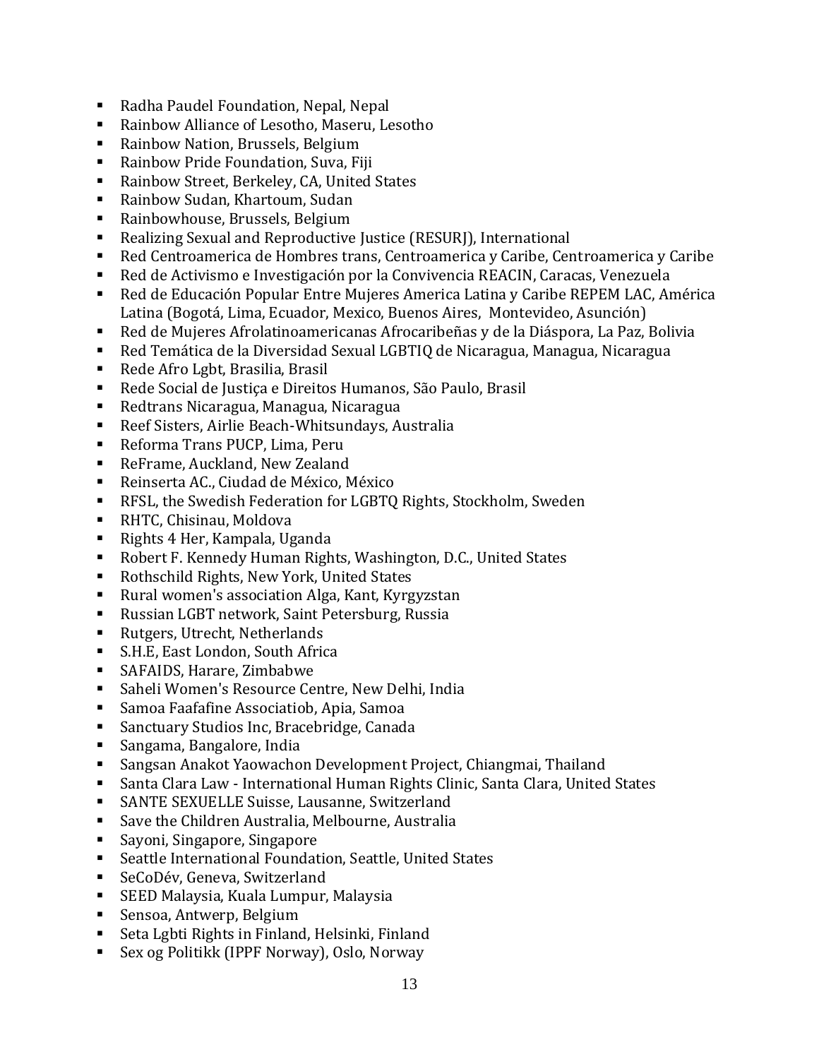- Radha Paudel Foundation, Nepal, Nepal
- Rainbow Alliance of Lesotho, Maseru, Lesotho
- Rainbow Nation, Brussels, Belgium
- Rainbow Pride Foundation, Suva, Fiji
- Rainbow Street, Berkeley, CA, United States
- Rainbow Sudan, Khartoum, Sudan
- Rainbowhouse, Brussels, Belgium
- Realizing Sexual and Reproductive Justice (RESURJ), International
- Red Centroamerica de Hombres trans, Centroamerica y Caribe, Centroamerica y Caribe
- Red de Activismo e Investigación por la Convivencia REACIN, Caracas, Venezuela
- Red de Educación Popular Entre Mujeres America Latina y Caribe REPEM LAC, América Latina (Bogotá, Lima, Ecuador, Mexico, Buenos Aires, Montevideo, Asunción)
- Red de Mujeres Afrolatinoamericanas Afrocaribeñas y de la Diáspora, La Paz, Bolivia
- Red Temática de la Diversidad Sexual LGBTIQ de Nicaragua, Managua, Nicaragua
- Rede Afro Lgbt, Brasilia, Brasil
- Rede Social de Justiça e Direitos Humanos, São Paulo, Brasil
- Redtrans Nicaragua, Managua, Nicaragua
- Reef Sisters, Airlie Beach-Whitsundays, Australia
- Reforma Trans PUCP, Lima, Peru
- ReFrame, Auckland, New Zealand
- Reinserta AC., Ciudad de México, México
- RFSL, the Swedish Federation for LGBTQ Rights, Stockholm, Sweden
- RHTC, Chisinau, Moldova
- Rights 4 Her, Kampala, Uganda
- Robert F. Kennedy Human Rights, Washington, D.C., United States
- Rothschild Rights, New York, United States
- Rural women's association Alga, Kant, Kyrgyzstan
- Russian LGBT network, Saint Petersburg, Russia
- Rutgers, Utrecht, Netherlands
- S.H.E, East London, South Africa
- SAFAIDS, Harare, Zimbabwe
- Saheli Women's Resource Centre, New Delhi, India
- Samoa Faafafine Associatiob, Apia, Samoa
- Sanctuary Studios Inc, Bracebridge, Canada
- Sangama, Bangalore, India
- Sangsan Anakot Yaowachon Development Project, Chiangmai, Thailand
- Santa Clara Law - International Human Rights Clinic, Santa Clara, United States
- SANTE SEXUELLE Suisse, Lausanne, Switzerland
- Save the Children Australia, Melbourne, Australia
- Sayoni, Singapore, Singapore
- Seattle International Foundation, Seattle, United States
- SeCoDév, Geneva, Switzerland
- SEED Malaysia, Kuala Lumpur, Malaysia
- Sensoa, Antwerp, Belgium
- Seta Lgbti Rights in Finland, Helsinki, Finland
- Sex og Politikk (IPPF Norway), Oslo, Norway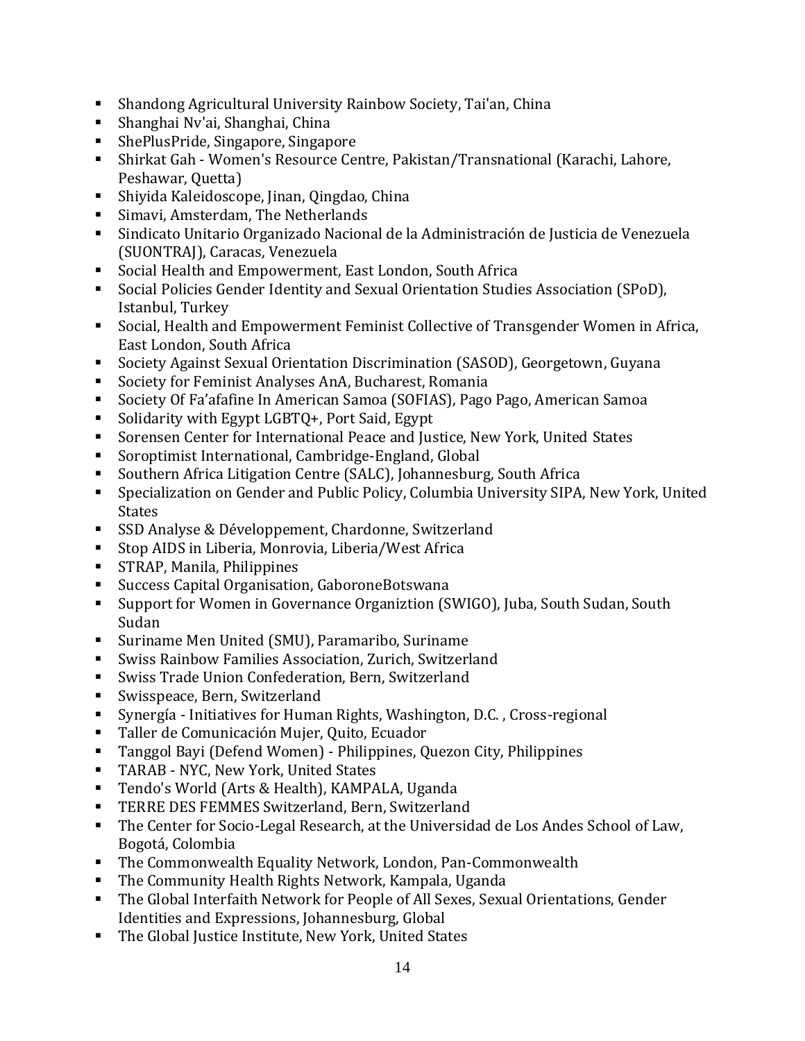- Shandong Agricultural University Rainbow Society, Tai'an, China
- Shanghai Nv'ai, Shanghai, China
- ShePlusPride, Singapore, Singapore
- Shirkat Gah - Women's Resource Centre, Pakistan/Transnational (Karachi, Lahore, Peshawar, Quetta)
- Shiyida Kaleidoscope, Jinan, Qingdao, China
- Simavi, Amsterdam, The Netherlands
- Sindicato Unitario Organizado Nacional de la Administración de Justicia de Venezuela (SUONTRAJ), Caracas, Venezuela
- Social Health and Empowerment, East London, South Africa
- Social Policies Gender Identity and Sexual Orientation Studies Association (SPoD), Istanbul, Turkey
- Social, Health and Empowerment Feminist Collective of Transgender Women in Africa, East London, South Africa
- Society Against Sexual Orientation Discrimination (SASOD), Georgetown, Guyana
- Society for Feminist Analyses AnA, Bucharest, Romania
- Society Of Fa'afafine In American Samoa (SOFIAS), Pago Pago, American Samoa
- Solidarity with Egypt LGBTQ+, Port Said, Egypt
- Sorensen Center for International Peace and Justice, New York, United States
- Soroptimist International, Cambridge-England, Global
- Southern Africa Litigation Centre (SALC), Johannesburg, South Africa
- Specialization on Gender and Public Policy, Columbia University SIPA, New York, United States
- SSD Analyse & Développement, Chardonne, Switzerland
- Stop AIDS in Liberia, Monrovia, Liberia/West Africa
- STRAP, Manila, Philippines
- Success Capital Organisation, GaboroneBotswana
- Support for Women in Governance Organiztion (SWIGO), Juba, South Sudan, South Sudan
- Suriname Men United (SMU), Paramaribo, Suriname
- Swiss Rainbow Families Association, Zurich, Switzerland
- Swiss Trade Union Confederation, Bern, Switzerland
- Swisspeace, Bern, Switzerland
- Synergía - Initiatives for Human Rights, Washington, D.C. , Cross-regional
- Taller de Comunicación Mujer, Quito, Ecuador
- Tanggol Bayi (Defend Women) - Philippines, Quezon City, Philippines
- TARAB - NYC, New York, United States
- Tendo's World (Arts & Health), KAMPALA, Uganda
- TERRE DES FEMMES Switzerland, Bern, Switzerland
- The Center for Socio-Legal Research, at the Universidad de Los Andes School of Law, Bogotá, Colombia
- The Commonwealth Equality Network, London, Pan-Commonwealth
- The Community Health Rights Network, Kampala, Uganda
- The Global Interfaith Network for People of All Sexes, Sexual Orientations, Gender Identities and Expressions, Johannesburg, Global
- The Global Justice Institute, New York, United States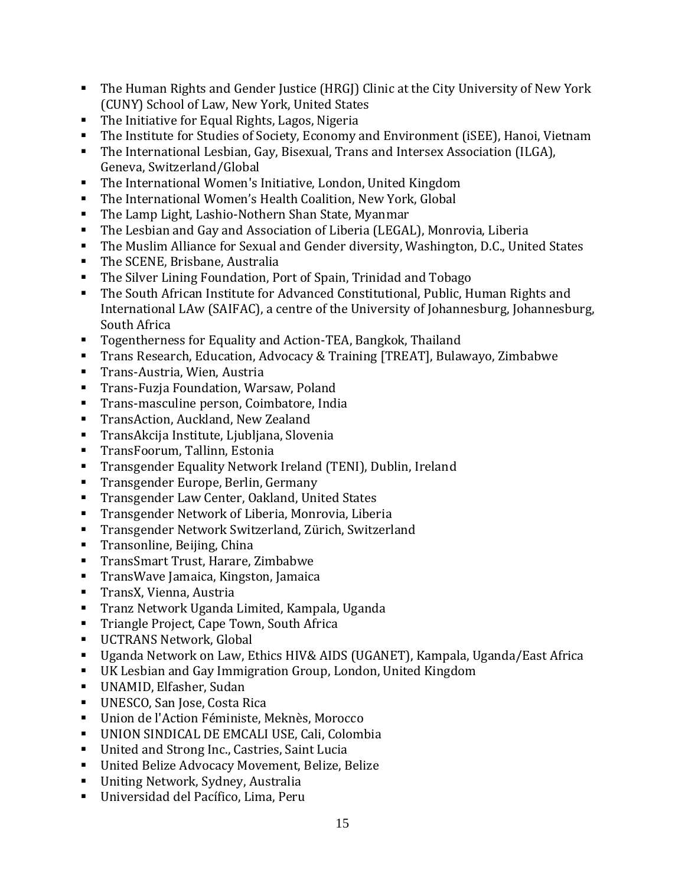- The Human Rights and Gender Justice (HRGJ) Clinic at the City University of New York (CUNY) School of Law, New York, United States
- The Initiative for Equal Rights, Lagos, Nigeria
- The Institute for Studies of Society, Economy and Environment (iSEE), Hanoi, Vietnam
- The International Lesbian, Gay, Bisexual, Trans and Intersex Association (ILGA), Geneva, Switzerland/Global
- The International Women's Initiative, London, United Kingdom
- The International Women's Health Coalition, New York, Global
- The Lamp Light, Lashio-Nothern Shan State, Myanmar
- The Lesbian and Gay and Association of Liberia (LEGAL), Monrovia, Liberia
- The Muslim Alliance for Sexual and Gender diversity, Washington, D.C., United States
- The SCENE, Brisbane, Australia
- The Silver Lining Foundation, Port of Spain, Trinidad and Tobago
- The South African Institute for Advanced Constitutional, Public, Human Rights and International LAw (SAIFAC), a centre of the University of Johannesburg, Johannesburg, South Africa
- Togentherness for Equality and Action-TEA, Bangkok, Thailand
- Trans Research, Education, Advocacy & Training [TREAT], Bulawayo, Zimbabwe
- Trans-Austria, Wien, Austria
- Trans-Fuzja Foundation, Warsaw, Poland
- Trans-masculine person, Coimbatore, India
- TransAction, Auckland, New Zealand
- TransAkcija Institute, Ljubljana, Slovenia
- TransFoorum, Tallinn, Estonia
- Transgender Equality Network Ireland (TENI), Dublin, Ireland
- Transgender Europe, Berlin, Germany
- Transgender Law Center, Oakland, United States
- Transgender Network of Liberia, Monrovia, Liberia
- Transgender Network Switzerland, Zürich, Switzerland
- Transonline, Beijing, China
- TransSmart Trust, Harare, Zimbabwe
- TransWave Jamaica, Kingston, Jamaica
- TransX, Vienna, Austria
- Tranz Network Uganda Limited, Kampala, Uganda
- Triangle Project, Cape Town, South Africa
- UCTRANS Network, Global
- Uganda Network on Law, Ethics HIV& AIDS (UGANET), Kampala, Uganda/East Africa
- UK Lesbian and Gay Immigration Group, London, United Kingdom
- UNAMID, Elfasher, Sudan
- UNESCO, San Jose, Costa Rica
- Union de l'Action Féministe, Meknès, Morocco
- UNION SINDICAL DE EMCALI USE, Cali, Colombia
- United and Strong Inc., Castries, Saint Lucia
- United Belize Advocacy Movement, Belize, Belize
- Uniting Network, Sydney, Australia
- Universidad del Pacífico, Lima, Peru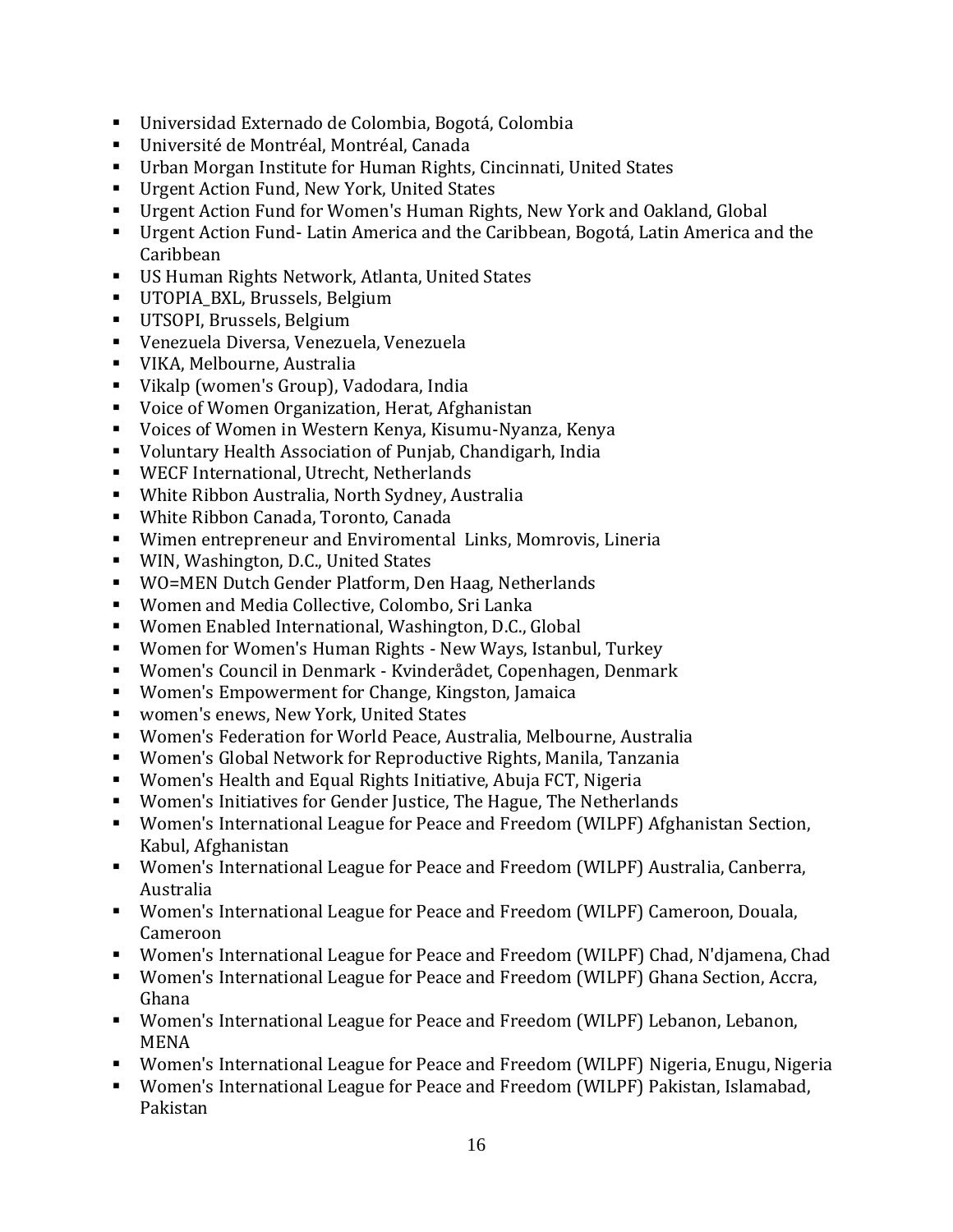- Universidad Externado de Colombia, Bogotá, Colombia
- Université de Montréal, Montréal, Canada
- Urban Morgan Institute for Human Rights, Cincinnati, United States
- Urgent Action Fund, New York, United States
- Urgent Action Fund for Women's Human Rights, New York and Oakland, Global
- Urgent Action Fund- Latin America and the Caribbean, Bogotá, Latin America and the Caribbean
- US Human Rights Network, Atlanta, United States
- UTOPIA_BXL, Brussels, Belgium
- UTSOPI, Brussels, Belgium
- Venezuela Diversa, Venezuela, Venezuela
- VIKA, Melbourne, Australia
- Vikalp (women's Group), Vadodara, India
- Voice of Women Organization, Herat, Afghanistan
- Voices of Women in Western Kenya, Kisumu-Nyanza, Kenya
- Voluntary Health Association of Punjab, Chandigarh, India
- WECF International, Utrecht, Netherlands
- White Ribbon Australia, North Sydney, Australia
- White Ribbon Canada, Toronto, Canada
- Wimen entrepreneur and Enviromental Links, Momrovis, Lineria
- WIN, Washington, D.C., United States
- WO=MEN Dutch Gender Platform, Den Haag, Netherlands
- Women and Media Collective, Colombo, Sri Lanka
- Women Enabled International, Washington, D.C., Global
- Women for Women's Human Rights - New Ways, Istanbul, Turkey
- Women's Council in Denmark - Kvinderådet, Copenhagen, Denmark
- Women's Empowerment for Change, Kingston, Jamaica
- women's enews, New York, United States
- Women's Federation for World Peace, Australia, Melbourne, Australia
- Women's Global Network for Reproductive Rights, Manila, Tanzania
- Women's Health and Equal Rights Initiative, Abuja FCT, Nigeria
- Women's Initiatives for Gender Justice, The Hague, The Netherlands
- Women's International League for Peace and Freedom (WILPF) Afghanistan Section, Kabul, Afghanistan
- Women's International League for Peace and Freedom (WILPF) Australia, Canberra, Australia
- Women's International League for Peace and Freedom (WILPF) Cameroon, Douala, Cameroon
- Women's International League for Peace and Freedom (WILPF) Chad, N'djamena, Chad
- Women's International League for Peace and Freedom (WILPF) Ghana Section, Accra, Ghana
- Women's International League for Peace and Freedom (WILPF) Lebanon, Lebanon, MENA
- Women's International League for Peace and Freedom (WILPF) Nigeria, Enugu, Nigeria
- Women's International League for Peace and Freedom (WILPF) Pakistan, Islamabad, Pakistan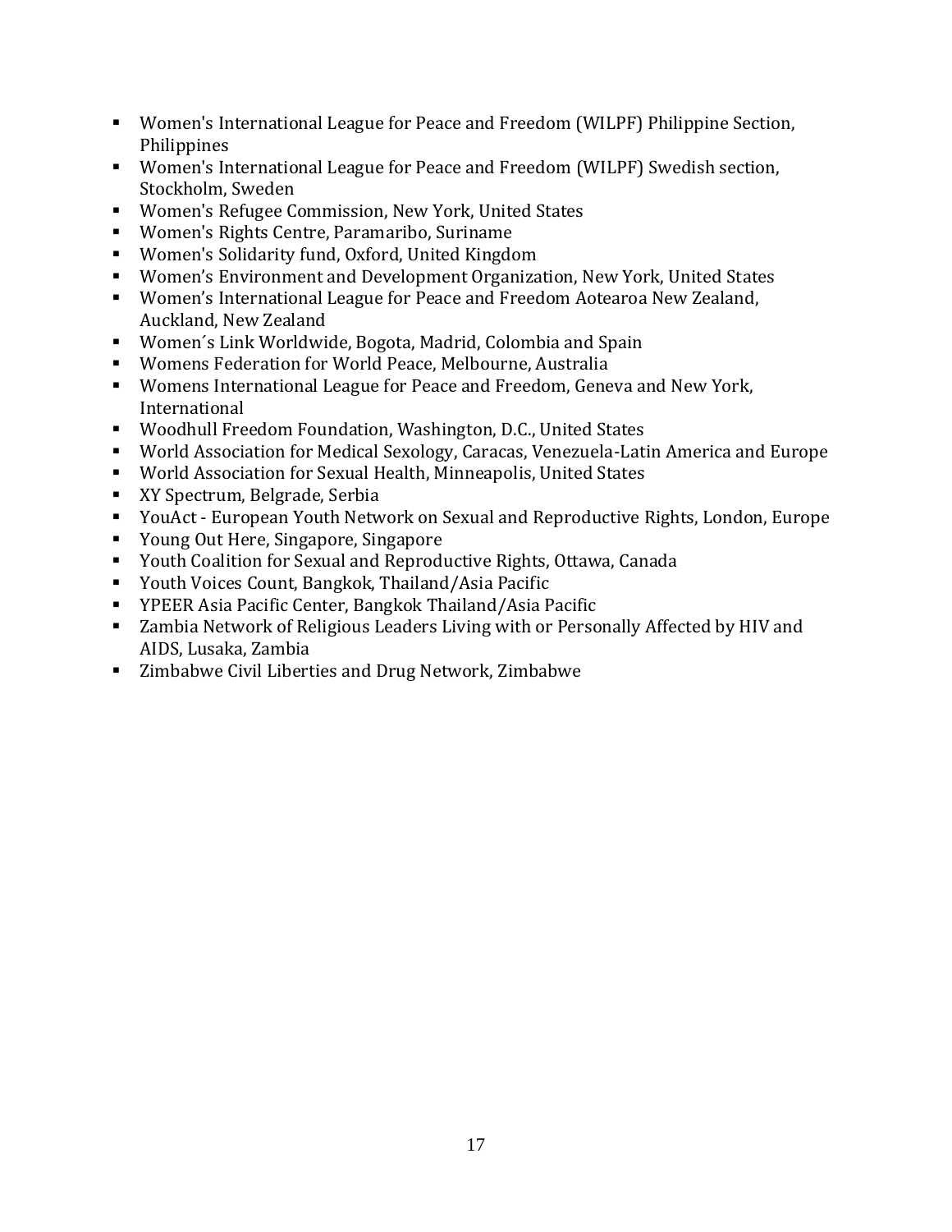- Women's International League for Peace and Freedom (WILPF) Philippine Section, Philippines
- Women's International League for Peace and Freedom (WILPF) Swedish section, Stockholm, Sweden
- Women's Refugee Commission, New York, United States
- Women's Rights Centre, Paramaribo, Suriname
- Women's Solidarity fund, Oxford, United Kingdom
- Women’s Environment and Development Organization, New York, United States
- Women’s International League for Peace and Freedom Aotearoa New Zealand, Auckland, New Zealand
- Women´s Link Worldwide, Bogota, Madrid, Colombia and Spain
- Womens Federation for World Peace, Melbourne, Australia
- Womens International League for Peace and Freedom, Geneva and New York, International
- Woodhull Freedom Foundation, Washington, D.C., United States
- World Association for Medical Sexology, Caracas, Venezuela-Latin America and Europe
- World Association for Sexual Health, Minneapolis, United States
- XY Spectrum, Belgrade, Serbia
- YouAct - European Youth Network on Sexual and Reproductive Rights, London, Europe
- Young Out Here, Singapore, Singapore
- Youth Coalition for Sexual and Reproductive Rights, Ottawa, Canada
- Youth Voices Count, Bangkok, Thailand/Asia Pacific
- YPEER Asia Pacific Center, Bangkok Thailand/Asia Pacific
- Zambia Network of Religious Leaders Living with or Personally Affected by HIV and AIDS, Lusaka, Zambia
- Zimbabwe Civil Liberties and Drug Network, Zimbabwe